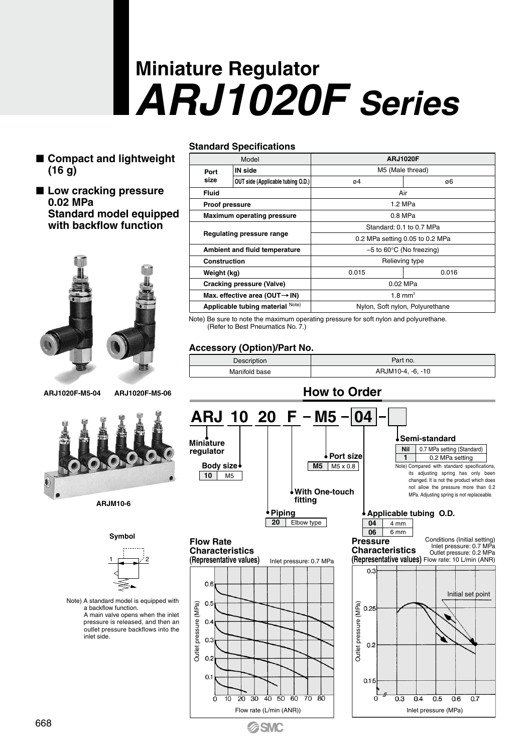# Miniature Regulator
# *ARJ1020F Series*

- **Compact and lightweight (16 g)**
- **Low cracking pressure 0.02 MPa Standard model equipped with backflow function**

ARJ1020F-M5-04　ARJ1020F-M5-06

ARJM10-6

**Symbol**

Note) A standard model is equipped with a backflow function.
A main valve opens when the inlet pressure is released, and then an outlet pressure backflows into the inlet side.

### Standard Specifications

| Model | | ARJ1020F | |
|---|---|---|---|
| Port size | IN side | M5 (Male thread) | |
| | OUT side (Applicable tubing O.D.) | ø4 | ø6 |
| Fluid | | Air | |
| Proof pressure | | 1.2 MPa | |
| Maximum operating pressure | | 0.8 MPa | |
| Regulating pressure range | | Standard: 0.1 to 0.7 MPa | |
| | | 0.2 MPa setting 0.05 to 0.2 MPa | |
| Ambient and fluid temperature | | –5 to 60°C (No freezing) | |
| Construction | | Relieving type | |
| Weight (kg) | | 0.015 | 0.016 |
| Cracking pressure (Valve) | | 0.02 MPa | |
| Max. effective area (OUT→IN) | | 1.8 mm² | |
| Applicable tubing material Note) | | Nylon, Soft nylon, Polyurethane | |

Note) Be sure to note the maximum operating pressure for soft nylon and polyurethane.
(Refer to Best Pneumatics No. 7.)

### Accessory (Option)/Part No.

| Description | Part no. |
|---|---|
| Manifold base | ARJM10-4, -6, -10 |

## How to Order

**ARJ 10 20 F – M5 – 04 –**

- **Miniature regulator**
- **Body size**

| 10 | M5 |
|---|---|

- **Piping**

| 20 | Elbow type |
|---|---|

- **With One-touch fitting**
- **Port size**

| M5 | M5 x 0.8 |
|---|---|

- **Applicable tubing O.D.**

| 04 | 4 mm |
|---|---|
| 06 | 6 mm |

- **Semi-standard**

| Nil | 0.7 MPa setting (Standard) |
|---|---|
| 1 | 0.2 MPa setting |

Note) Compared with standard specifications, its adjusting spring has only been changed. It is not the product which does not allow the pressure more than 0.2 MPa. Adjusting spring is not replaceable.

### Flow Rate Characteristics (Representative values)

Inlet pressure: 0.7 MPa

Outlet pressure (MPa) vs. Flow rate (L/min (ANR))

### Pressure Characteristics (Representative values)

Conditions (Initial setting)
Inlet pressure: 0.7 MPa
Outlet pressure: 0.2 MPa
Flow rate: 10 L/min (ANR)

Initial set point

Outlet pressure (MPa) vs. Inlet pressure (MPa)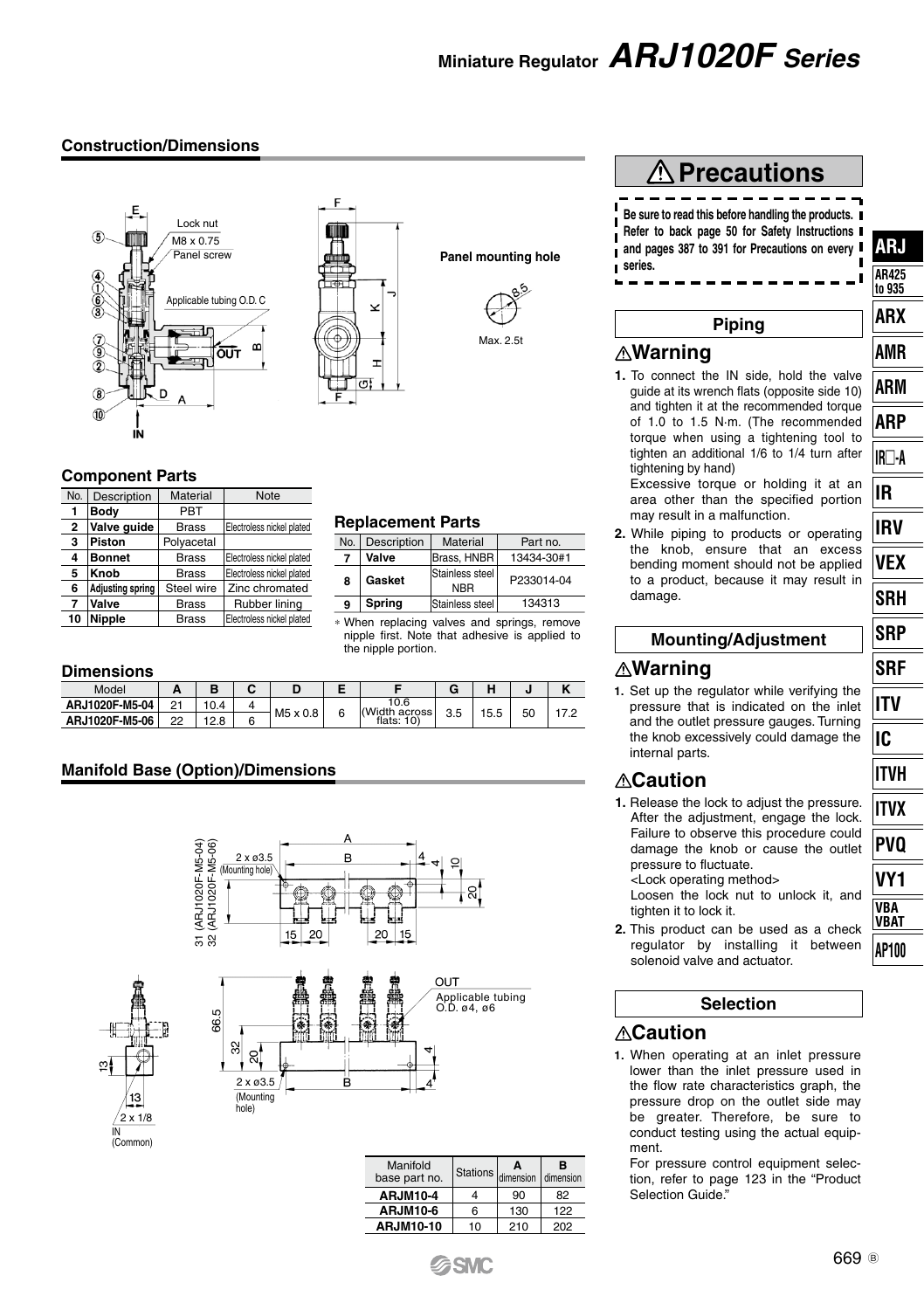# Miniature Regulator *ARJ1020F Series*

## Construction/Dimensions

Lock nut
M8 x 0.75
Panel screw
Applicable tubing O.D. C
OUT
IN

Panel mounting hole

Max. 2.5t

### Component Parts

| No. | Description | Material | Note |
|---|---|---|---|
| 1 | **Body** | PBT | |
| 2 | **Valve guide** | Brass | Electroless nickel plated |
| 3 | **Piston** | Polyacetal | |
| 4 | **Bonnet** | Brass | Electroless nickel plated |
| 5 | **Knob** | Brass | Electroless nickel plated |
| 6 | **Adjusting spring** | Steel wire | Zinc chromated |
| 7 | **Valve** | Brass | Rubber lining |
| 10 | **Nipple** | Brass | Electroless nickel plated |

### Replacement Parts

| No. | Description | Material | Part no. |
|---|---|---|---|
| 7 | **Valve** | Brass, HNBR | 13434-30#1 |
| 8 | **Gasket** | Stainless steel NBR | P233014-04 |
| 9 | **Spring** | Stainless steel | 134313 |

∗ When replacing valves and springs, remove nipple first. Note that adhesive is applied to the nipple portion.

### Dimensions

| Model | A | B | C | D | E | F | G | H | J | K |
|---|---|---|---|---|---|---|---|---|---|---|
| ARJ1020F-M5-04 | 21 | 10.4 | 4 | M5 x 0.8 | 6 | 10.6 (Width across flats: 10) | 3.5 | 15.5 | 50 | 17.2 |
| ARJ1020F-M5-06 | 22 | 12.8 | 6 | | | | | | | |

## Manifold Base (Option)/Dimensions

31 (ARJ1020F-M5-04)
32 (ARJ1020F-M5-06)
2 x ø3.5 (Mounting hole)
OUT
Applicable tubing O.D. ø4, ø6
2 x 1/8 IN (Common)

| Manifold base part no. | Stations | A dimension | B dimension |
|---|---|---|---|
| ARJM10-4 | 4 | 90 | 82 |
| ARJM10-6 | 6 | 130 | 122 |
| ARJM10-10 | 10 | 210 | 202 |

## ⚠ Precautions

**Be sure to read this before handling the products. Refer to back page 50 for Safety Instructions and pages 387 to 391 for Precautions on every series.**

### Piping

#### ⚠Warning

1. To connect the IN side, hold the valve guide at its wrench flats (opposite side 10) and tighten it at the recommended torque of 1.0 to 1.5 N·m. (The recommended torque when using a tightening tool to tighten an additional 1/6 to 1/4 turn after tightening by hand)
   Excessive torque or holding it at an area other than the specified portion may result in a malfunction.
2. While piping to products or operating the knob, ensure that an excess bending moment should not be applied to a product, because it may result in damage.

### Mounting/Adjustment

#### ⚠Warning

1. Set up the regulator while verifying the pressure that is indicated on the inlet and the outlet pressure gauges. Turning the knob excessively could damage the internal parts.

#### ⚠Caution

1. Release the lock to adjust the pressure. After the adjustment, engage the lock. Failure to observe this procedure could damage the knob or cause the outlet pressure to fluctuate.
   <Lock operating method>
   Loosen the lock nut to unlock it, and tighten it to lock it.
2. This product can be used as a check regulator by installing it between solenoid valve and actuator.

### Selection

#### ⚠Caution

1. When operating at an inlet pressure lower than the inlet pressure used in the flow rate characteristics graph, the pressure drop on the outlet side may be greater. Therefore, be sure to conduct testing using the actual equipment.
   For pressure control equipment selection, refer to page 123 in the "Product Selection Guide."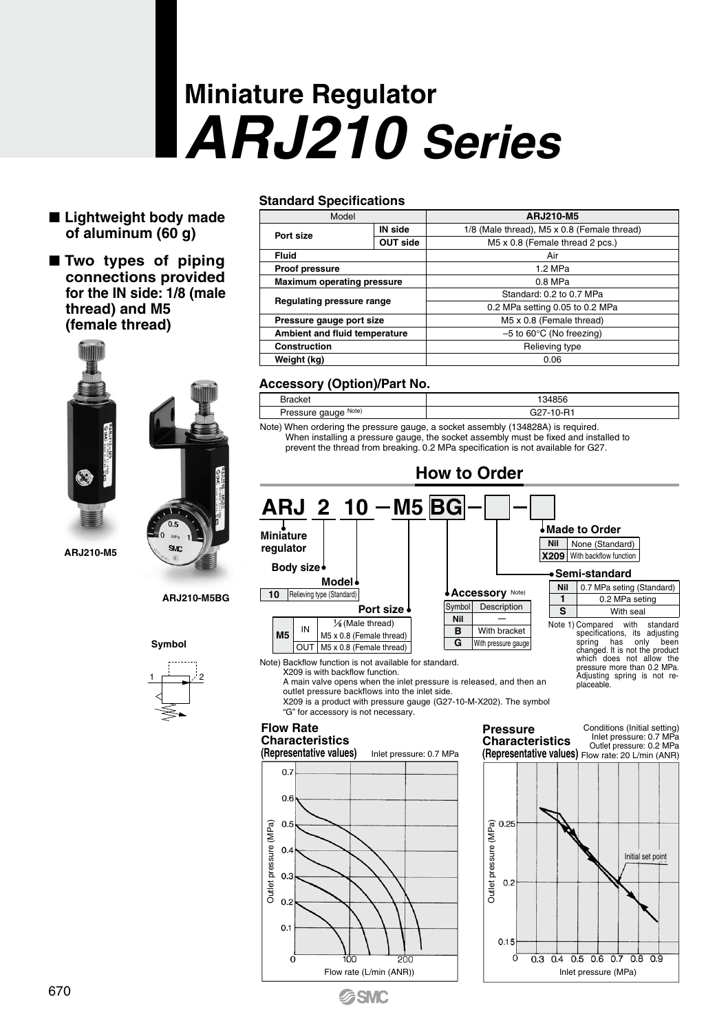# Miniature Regulator
# *ARJ210 Series*

- **Lightweight body made of aluminum (60 g)**
- **Two types of piping connections provided for the IN side: 1/8 (male thread) and M5 (female thread)**

ARJ210-M5

ARJ210-M5BG

Symbol

### Standard Specifications

| Model | | ARJ210-M5 |
|---|---|---|
| Port size | IN side | 1/8 (Male thread), M5 x 0.8 (Female thread) |
| | OUT side | M5 x 0.8 (Female thread 2 pcs.) |
| Fluid | | Air |
| Proof pressure | | 1.2 MPa |
| Maximum operating pressure | | 0.8 MPa |
| Regulating pressure range | | Standard: 0.2 to 0.7 MPa |
| | | 0.2 MPa setting 0.05 to 0.2 MPa |
| Pressure gauge port size | | M5 x 0.8 (Female thread) |
| Ambient and fluid temperature | | –5 to 60°C (No freezing) |
| Construction | | Relieving type |
| Weight (kg) | | 0.06 |

### Accessory (Option)/Part No.

| Bracket | 134856 |
|---|---|
| Pressure gauge Note) | G27-10-R1 |

Note) When ordering the pressure gauge, a socket assembly (134828A) is required. When installing a pressure gauge, the socket assembly must be fixed and installed to prevent the thread from breaking. 0.2 MPa specification is not available for G27.

## How to Order

**ARJ 2 10 – M5 BG – ☐ – ☐**

- Miniature regulator
- Body size
- Model

| 10 | Relieving type (Standard) |
|---|---|

**Port size**

| M5 | IN | 1/8 (Male thread) |
|---|---|---|
| | | M5 x 0.8 (Female thread) |
| | OUT | M5 x 0.8 (Female thread) |

**Accessory** Note)

| Symbol | Description |
|---|---|
| Nil | — |
| B | With bracket |
| G | With pressure gauge |

**Made to Order**

| Nil | None (Standard) |
|---|---|
| X209 | With backflow function |

**Semi-standard**

| Nil | 0.7 MPa seting (Standard) |
|---|---|
| 1 | 0.2 MPa seting |
| S | With seal |

Note 1) Compared with standard specifications, its adjusting spring has only been changed. It is not the product which does not allow the pressure more than 0.2 MPa. Adjusting spring is not re-placeable.

Note) Backflow function is not available for standard.
X209 is with backflow function.
A main valve opens when the inlet pressure is released, and then an outlet pressure backflows into the inlet side.
X209 is a product with pressure gauge (G27-10-M-X202). The symbol "G" for accessory is not necessary.

### Flow Rate Characteristics (Representative values)

Inlet pressure: 0.7 MPa

Outlet pressure (MPa) vs. Flow rate (L/min (ANR))

### Pressure Characteristics (Representative values)

Conditions (Initial setting)
Inlet pressure: 0.7 MPa
Outlet pressure: 0.2 MPa
Flow rate: 20 L/min (ANR)

Initial set point

Outlet pressure (MPa) vs. Inlet pressure (MPa)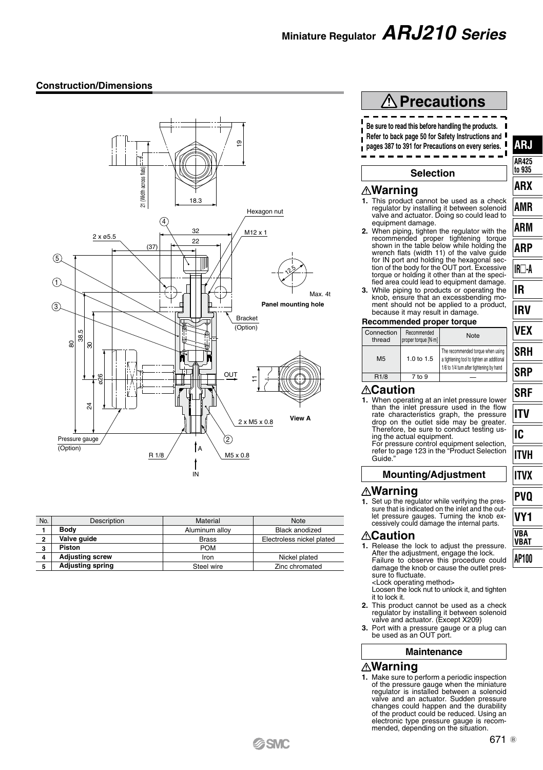# Miniature Regulator *ARJ210 Series*

## Construction/Dimensions

21 (Width across flats)

19

18.3

Hexagon nut

2 x ø5.5

32

22

(37)

M12 x 1

12.5

Max. 4t

**Panel mounting hole**

Bracket (Option)

80

38.5

30

ø26

24

OUT

11

2 x M5 x 0.8

**View A**

Pressure gauge (Option)

R 1/8

A

M5 x 0.8

IN

| No. | Description | Material | Note |
|---|---|---|---|
| 1 | **Body** | Aluminum alloy | Black anodized |
| 2 | **Valve guide** | Brass | Electroless nickel plated |
| 3 | **Piston** | POM | |
| 4 | **Adjusting screw** | Iron | Nickel plated |
| 5 | **Adjusting spring** | Steel wire | Zinc chromated |

## ⚠ Precautions

**Be sure to read this before handling the products. Refer to back page 50 for Safety Instructions and pages 387 to 391 for Precautions on every series.**

### Selection

#### ⚠Warning

1. This product cannot be used as a check regulator by installing it between solenoid valve and actuator. Doing so could lead to equipment damage.
2. When piping, tighten the regulator with the recommended proper tightening torque shown in the table below while holding the wrench flats (width 11) of the valve guide for IN port and holding the hexagonal section of the body for the OUT port. Excessive torque or holding it other than at the specified area could lead to equipment damage.
3. While piping to products or operating the knob, ensure that an excessbending moment should not be applied to a product, because it may result in damage.

**Recommended proper torque**

| Connection thread | Recommended proper torque [N·m] | Note |
|---|---|---|
| M5 | 1.0 to 1.5 | The recommended torque when using a tightening tool to tighten an additional 1/6 to 1/4 turn after tightening by hand |
| R1/8 | 7 to 9 | — |

#### ⚠Caution

1. When operating at an inlet pressure lower than the inlet pressure used in the flow rate characteristics graph, the pressure drop on the outlet side may be greater. Therefore, be sure to conduct testing using the actual equipment.
   For pressure control equipment selection, refer to page 123 in the "Product Selection Guide."

### Mounting/Adjustment

#### ⚠Warning

1. Set up the regulator while verifying the pressure that is indicated on the inlet and the outlet pressure gauges. Turning the knob excessively could damage the internal parts.

#### ⚠Caution

1. Release the lock to adjust the pressure. After the adjustment, engage the lock. Failure to observe this procedure could damage the knob or cause the outlet pressure to fluctuate.
   <Lock operating method>
   Loosen the lock nut to unlock it, and tighten it to lock it.
2. This product cannot be used as a check regulator by installing it between solenoid valve and actuator. (Except X209)
3. Port with a pressure gauge or a plug can be used as an OUT port.

### Maintenance

#### ⚠Warning

1. Make sure to perform a periodic inspection of the pressure gauge when the miniature regulator is installed between a solenoid valve and an actuator. Sudden pressure changes could happen and the durability of the product could be reduced. Using an electronic type pressure gauge is recommended, depending on the situation.